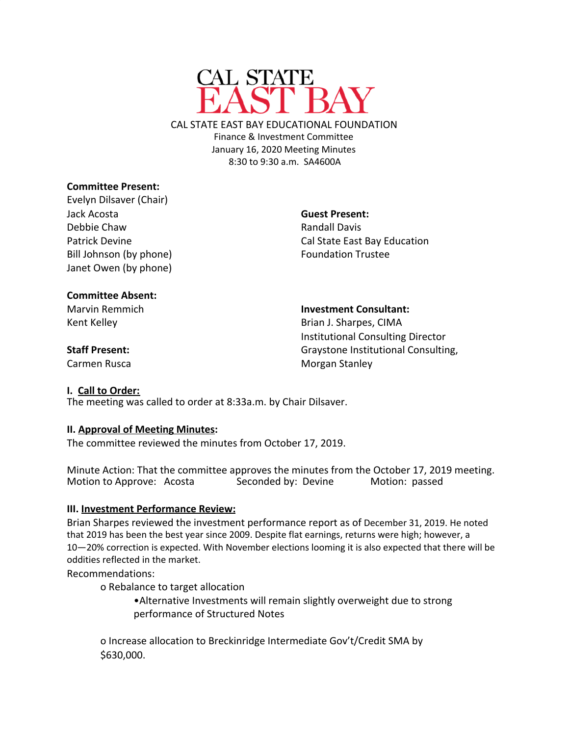# CAL STATE EAST BAY

CAL STATE EAST BAY EDUCATIONAL FOUNDATION
Finance & Investment Committee
January 16, 2020 Meeting Minutes
8:30 to 9:30 a.m. SA4600A

**Committee Present:**
Evelyn Dilsaver (Chair)
Jack Acosta
Debbie Chaw
Patrick Devine
Bill Johnson (by phone)
Janet Owen (by phone)

**Guest Present:**
Randall Davis
Cal State East Bay Education Foundation Trustee

**Committee Absent:**
Marvin Remmich
Kent Kelley

**Investment Consultant:**
Brian J. Sharpes, CIMA
Institutional Consulting Director
Graystone Institutional Consulting, Morgan Stanley

**Staff Present:**
Carmen Rusca

**I. Call to Order:**
The meeting was called to order at 8:33a.m. by Chair Dilsaver.

**II. Approval of Meeting Minutes:**
The committee reviewed the minutes from October 17, 2019.

Minute Action: That the committee approves the minutes from the October 17, 2019 meeting.
Motion to Approve: Acosta Seconded by: Devine Motion: passed

**III. Investment Performance Review:**
Brian Sharpes reviewed the investment performance report as of December 31, 2019. He noted that 2019 has been the best year since 2009. Despite flat earnings, returns were high; however, a 10—20% correction is expected. With November elections looming it is also expected that there will be oddities reflected in the market.

Recommendations:

- o Rebalance to target allocation
  - •Alternative Investments will remain slightly overweight due to strong performance of Structured Notes
- o Increase allocation to Breckinridge Intermediate Gov't/Credit SMA by $630,000.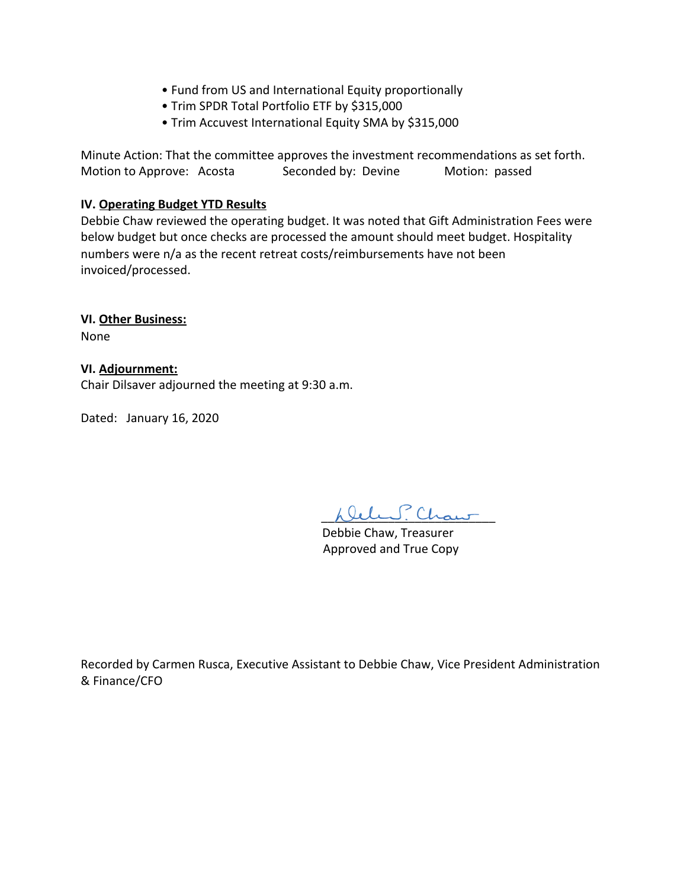- Fund from US and International Equity proportionally
- Trim SPDR Total Portfolio ETF by $315,000
- Trim Accuvest International Equity SMA by $315,000

Minute Action: That the committee approves the investment recommendations as set forth.
Motion to Approve: Acosta Seconded by: Devine Motion: passed

**IV. Operating Budget YTD Results**

Debbie Chaw reviewed the operating budget. It was noted that Gift Administration Fees were below budget but once checks are processed the amount should meet budget. Hospitality numbers were n/a as the recent retreat costs/reimbursements have not been invoiced/processed.

**VI. Other Business:**

None

**VI. Adjournment:**

Chair Dilsaver adjourned the meeting at 9:30 a.m.

Dated: January 16, 2020

Debbie S. Chaw

Debbie Chaw, Treasurer
Approved and True Copy

Recorded by Carmen Rusca, Executive Assistant to Debbie Chaw, Vice President Administration & Finance/CFO